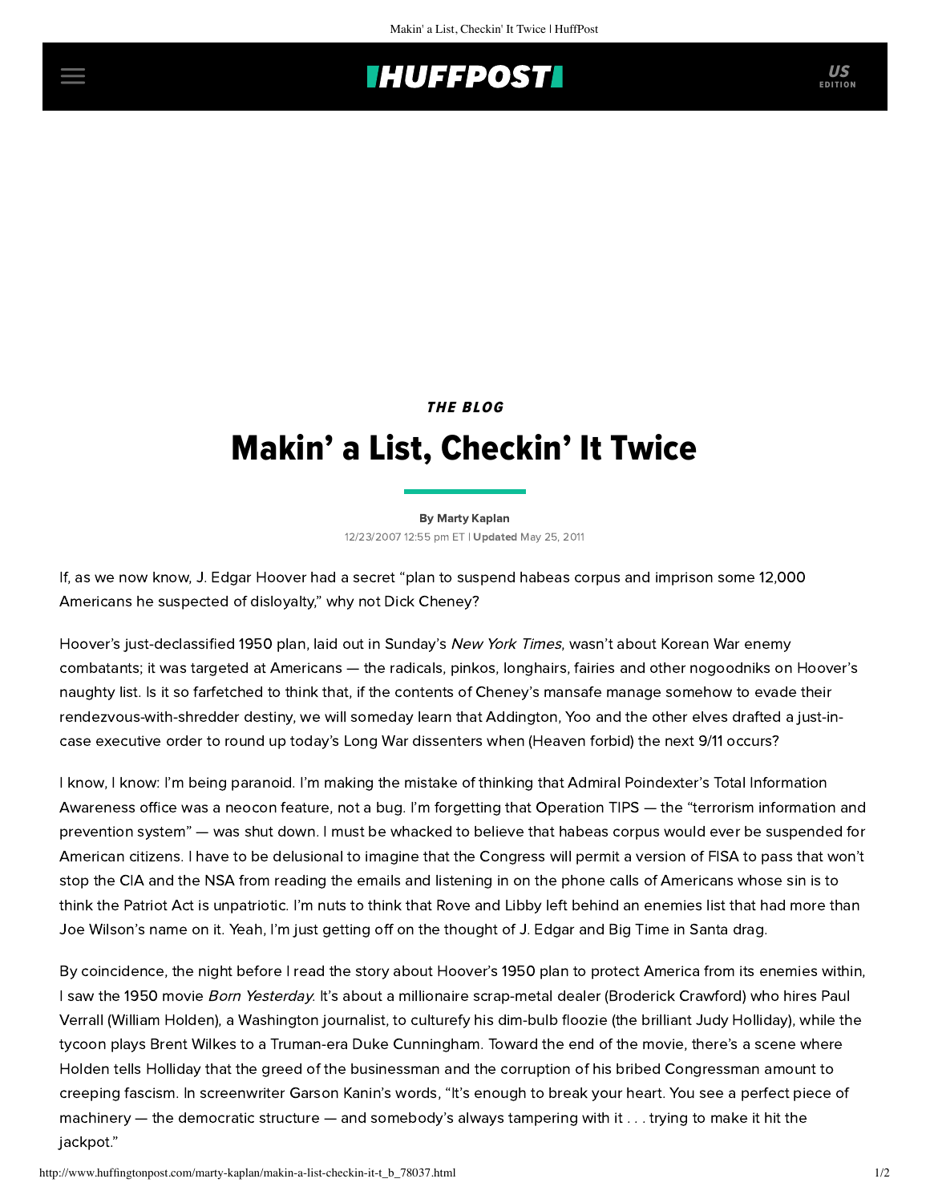*THE BLOG*

# Makin' a List, Checkin' It Twice

By Marty Kaplan

12/23/2007 12:55 pm ET | **Updated** May 25, 2011

If, as we now know, J. Edgar Hoover had a secret "plan to suspend habeas corpus and imprison some 12,000 Americans he suspected of disloyalty," why not Dick Cheney?

Hoover's just-declassified 1950 plan, laid out in Sunday's *New York Times*, wasn't about Korean War enemy combatants; it was targeted at Americans — the radicals, pinkos, longhairs, fairies and other nogoodniks on Hoover's naughty list. Is it so farfetched to think that, if the contents of Cheney's mansafe manage somehow to evade their rendezvous-with-shredder destiny, we will someday learn that Addington, Yoo and the other elves drafted a just-in-case executive order to round up today's Long War dissenters when (Heaven forbid) the next 9/11 occurs?

I know, I know: I'm being paranoid. I'm making the mistake of thinking that Admiral Poindexter's Total Information Awareness office was a neocon feature, not a bug. I'm forgetting that Operation TIPS — the "terrorism information and prevention system" — was shut down. I must be whacked to believe that habeas corpus would ever be suspended for American citizens. I have to be delusional to imagine that the Congress will permit a version of FISA to pass that won't stop the CIA and the NSA from reading the emails and listening in on the phone calls of Americans whose sin is to think the Patriot Act is unpatriotic. I'm nuts to think that Rove and Libby left behind an enemies list that had more than Joe Wilson's name on it. Yeah, I'm just getting off on the thought of J. Edgar and Big Time in Santa drag.

By coincidence, the night before I read the story about Hoover's 1950 plan to protect America from its enemies within, I saw the 1950 movie *Born Yesterday*. It's about a millionaire scrap-metal dealer (Broderick Crawford) who hires Paul Verrall (William Holden), a Washington journalist, to culturefy his dim-bulb floozie (the brilliant Judy Holliday), while the tycoon plays Brent Wilkes to a Truman-era Duke Cunningham. Toward the end of the movie, there's a scene where Holden tells Holliday that the greed of the businessman and the corruption of his bribed Congressman amount to creeping fascism. In screenwriter Garson Kanin's words, "It's enough to break your heart. You see a perfect piece of machinery — the democratic structure — and somebody's always tampering with it . . . trying to make it hit the jackpot."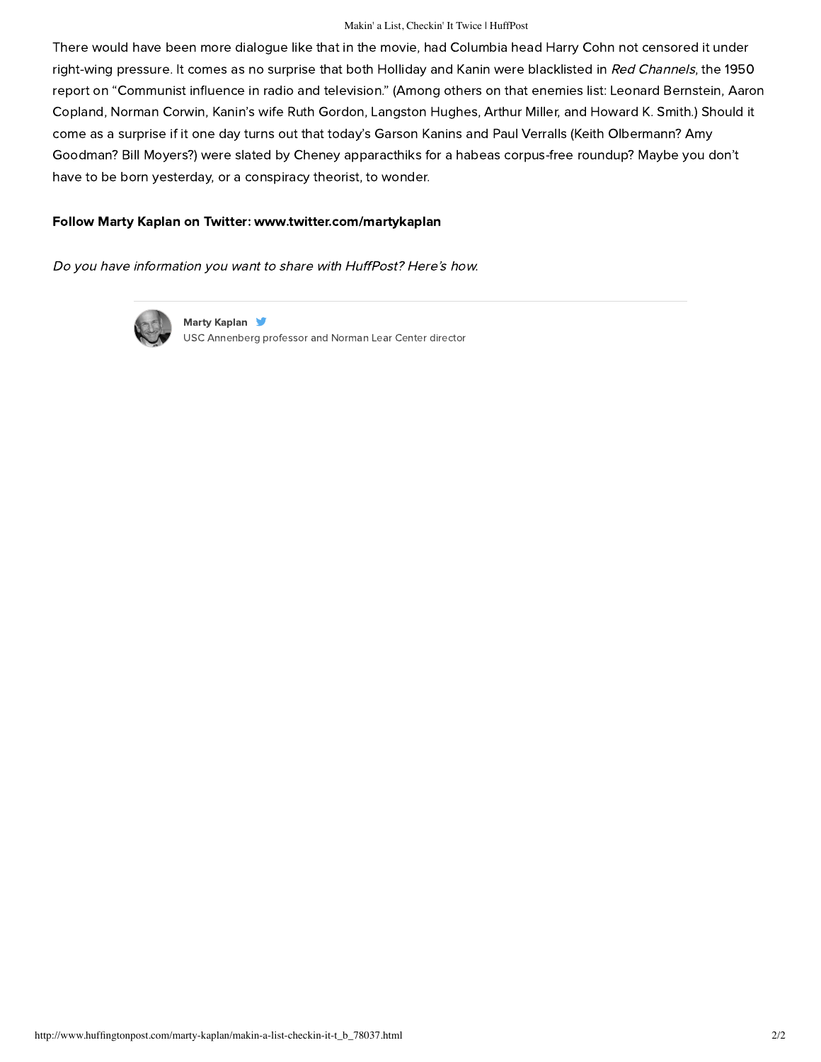There would have been more dialogue like that in the movie, had Columbia head Harry Cohn not censored it under right-wing pressure. It comes as no surprise that both Holliday and Kanin were blacklisted in *Red Channels*, the 1950 report on “Communist influence in radio and television.” (Among others on that enemies list: Leonard Bernstein, Aaron Copland, Norman Corwin, Kanin’s wife Ruth Gordon, Langston Hughes, Arthur Miller, and Howard K. Smith.) Should it come as a surprise if it one day turns out that today’s Garson Kanins and Paul Verralls (Keith Olbermann? Amy Goodman? Bill Moyers?) were slated by Cheney apparacthiks for a habeas corpus-free roundup? Maybe you don’t have to be born yesterday, or a conspiracy theorist, to wonder.

**Follow Marty Kaplan on Twitter: www.twitter.com/martykaplan**

*Do you have information you want to share with HuffPost? Here’s how.*

**Marty Kaplan**

USC Annenberg professor and Norman Lear Center director